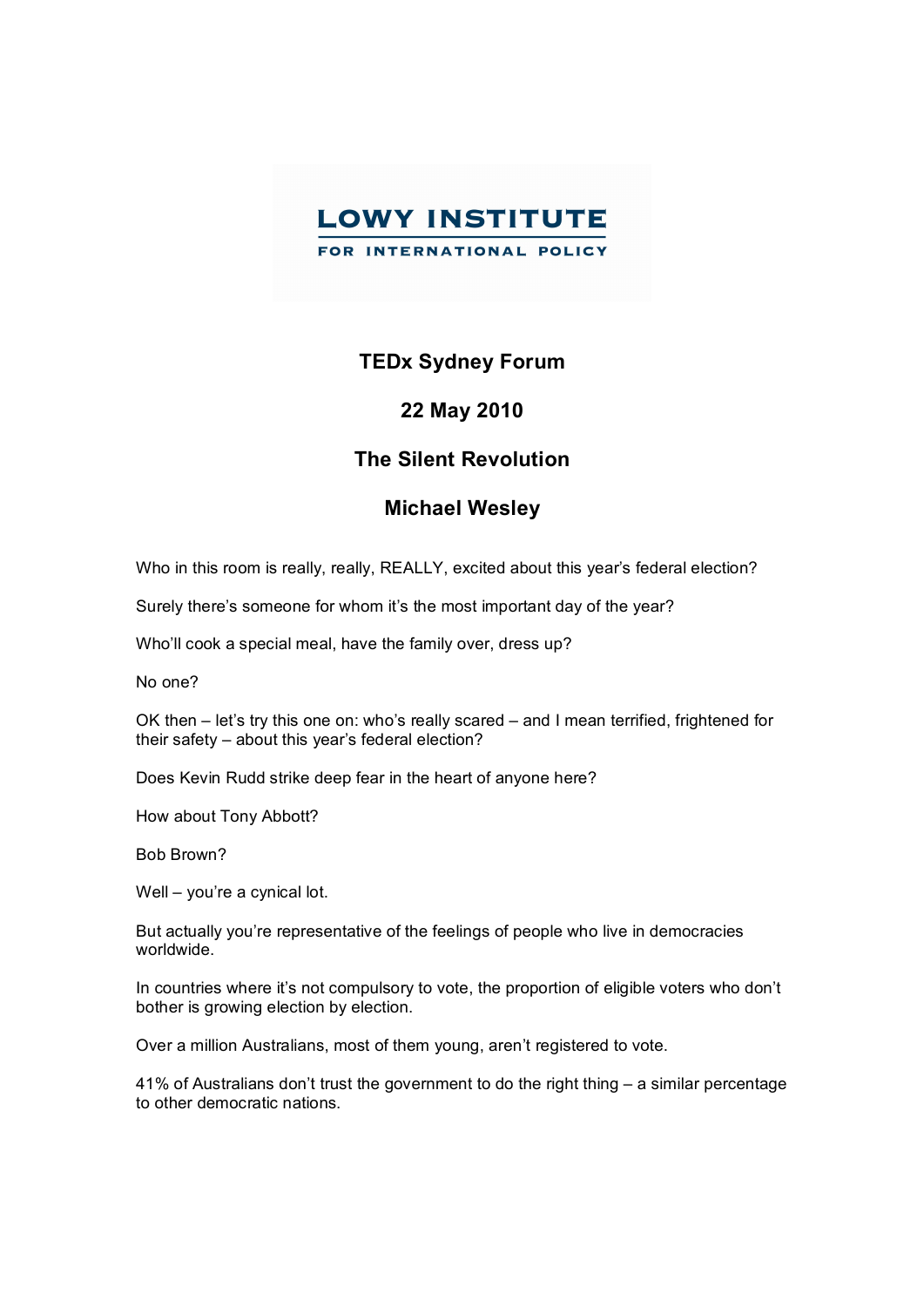**LOWY INSTITUTE**
**FOR INTERNATIONAL POLICY**

# TEDx Sydney Forum

## 22 May 2010

## The Silent Revolution

## Michael Wesley

Who in this room is really, really, REALLY, excited about this year's federal election?

Surely there's someone for whom it's the most important day of the year?

Who'll cook a special meal, have the family over, dress up?

No one?

OK then – let's try this one on: who's really scared – and I mean terrified, frightened for their safety – about this year's federal election?

Does Kevin Rudd strike deep fear in the heart of anyone here?

How about Tony Abbott?

Bob Brown?

Well – you're a cynical lot.

But actually you're representative of the feelings of people who live in democracies worldwide.

In countries where it's not compulsory to vote, the proportion of eligible voters who don't bother is growing election by election.

Over a million Australians, most of them young, aren't registered to vote.

41% of Australians don't trust the government to do the right thing – a similar percentage to other democratic nations.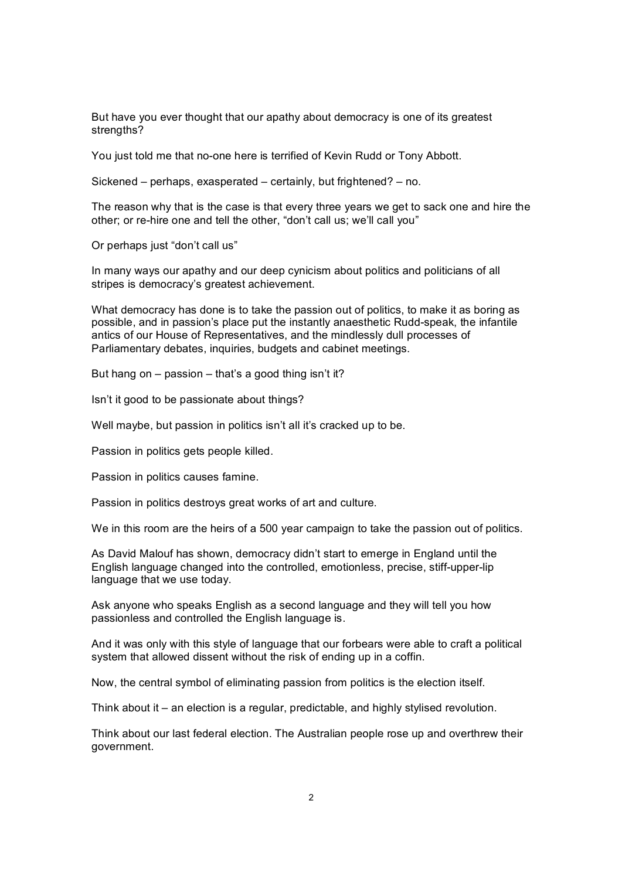But have you ever thought that our apathy about democracy is one of its greatest strengths?

You just told me that no-one here is terrified of Kevin Rudd or Tony Abbott.

Sickened – perhaps, exasperated – certainly, but frightened? – no.

The reason why that is the case is that every three years we get to sack one and hire the other; or re-hire one and tell the other, “don’t call us; we’ll call you”

Or perhaps just “don’t call us”

In many ways our apathy and our deep cynicism about politics and politicians of all stripes is democracy’s greatest achievement.

What democracy has done is to take the passion out of politics, to make it as boring as possible, and in passion’s place put the instantly anaesthetic Rudd-speak, the infantile antics of our House of Representatives, and the mindlessly dull processes of Parliamentary debates, inquiries, budgets and cabinet meetings.

But hang on – passion – that’s a good thing isn’t it?

Isn’t it good to be passionate about things?

Well maybe, but passion in politics isn’t all it’s cracked up to be.

Passion in politics gets people killed.

Passion in politics causes famine.

Passion in politics destroys great works of art and culture.

We in this room are the heirs of a 500 year campaign to take the passion out of politics.

As David Malouf has shown, democracy didn’t start to emerge in England until the English language changed into the controlled, emotionless, precise, stiff-upper-lip language that we use today.

Ask anyone who speaks English as a second language and they will tell you how passionless and controlled the English language is.

And it was only with this style of language that our forbears were able to craft a political system that allowed dissent without the risk of ending up in a coffin.

Now, the central symbol of eliminating passion from politics is the election itself.

Think about it – an election is a regular, predictable, and highly stylised revolution.

Think about our last federal election. The Australian people rose up and overthrew their government.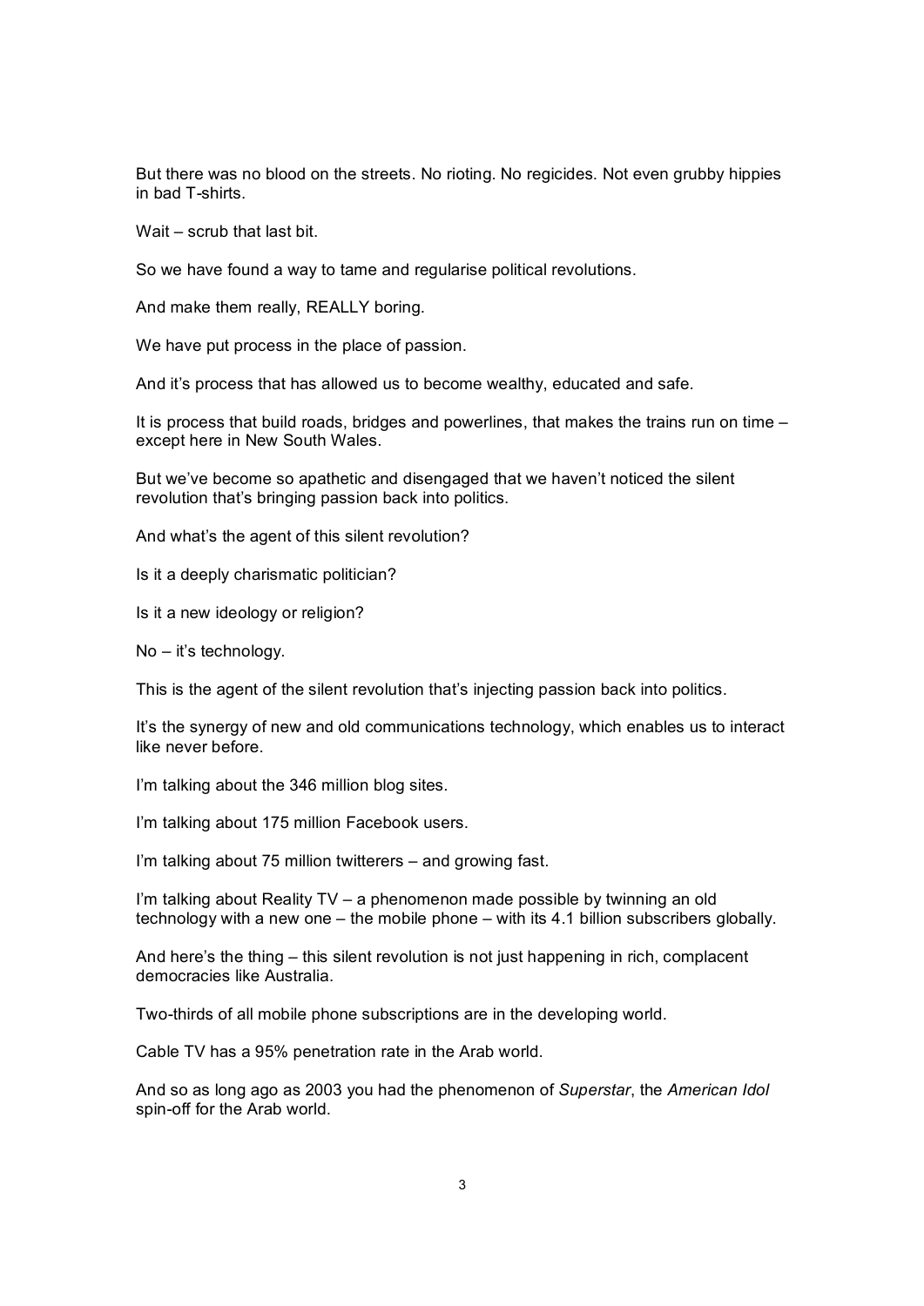But there was no blood on the streets. No rioting. No regicides. Not even grubby hippies in bad T-shirts.

Wait – scrub that last bit.

So we have found a way to tame and regularise political revolutions.

And make them really, REALLY boring.

We have put process in the place of passion.

And it's process that has allowed us to become wealthy, educated and safe.

It is process that build roads, bridges and powerlines, that makes the trains run on time – except here in New South Wales.

But we've become so apathetic and disengaged that we haven't noticed the silent revolution that's bringing passion back into politics.

And what's the agent of this silent revolution?

Is it a deeply charismatic politician?

Is it a new ideology or religion?

No – it's technology.

This is the agent of the silent revolution that's injecting passion back into politics.

It's the synergy of new and old communications technology, which enables us to interact like never before.

I'm talking about the 346 million blog sites.

I'm talking about 175 million Facebook users.

I'm talking about 75 million twitterers – and growing fast.

I'm talking about Reality TV – a phenomenon made possible by twinning an old technology with a new one – the mobile phone – with its 4.1 billion subscribers globally.

And here's the thing – this silent revolution is not just happening in rich, complacent democracies like Australia.

Two-thirds of all mobile phone subscriptions are in the developing world.

Cable TV has a 95% penetration rate in the Arab world.

And so as long ago as 2003 you had the phenomenon of *Superstar*, the *American Idol* spin-off for the Arab world.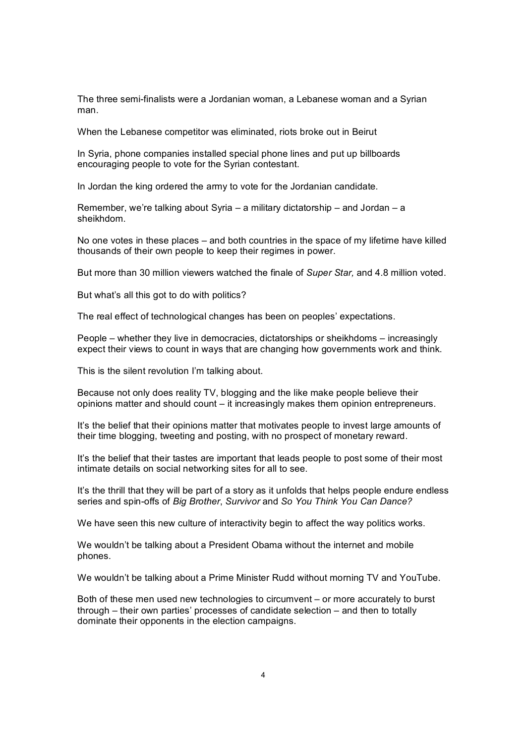The three semi-finalists were a Jordanian woman, a Lebanese woman and a Syrian man.

When the Lebanese competitor was eliminated, riots broke out in Beirut

In Syria, phone companies installed special phone lines and put up billboards encouraging people to vote for the Syrian contestant.

In Jordan the king ordered the army to vote for the Jordanian candidate.

Remember, we're talking about Syria – a military dictatorship – and Jordan – a sheikhdom.

No one votes in these places – and both countries in the space of my lifetime have killed thousands of their own people to keep their regimes in power.

But more than 30 million viewers watched the finale of *Super Star,* and 4.8 million voted.

But what's all this got to do with politics?

The real effect of technological changes has been on peoples' expectations.

People – whether they live in democracies, dictatorships or sheikhdoms – increasingly expect their views to count in ways that are changing how governments work and think.

This is the silent revolution I'm talking about.

Because not only does reality TV, blogging and the like make people believe their opinions matter and should count – it increasingly makes them opinion entrepreneurs.

It's the belief that their opinions matter that motivates people to invest large amounts of their time blogging, tweeting and posting, with no prospect of monetary reward.

It's the belief that their tastes are important that leads people to post some of their most intimate details on social networking sites for all to see.

It's the thrill that they will be part of a story as it unfolds that helps people endure endless series and spin-offs of *Big Brother*, *Survivor* and *So You Think You Can Dance?*

We have seen this new culture of interactivity begin to affect the way politics works.

We wouldn't be talking about a President Obama without the internet and mobile phones.

We wouldn't be talking about a Prime Minister Rudd without morning TV and YouTube.

Both of these men used new technologies to circumvent – or more accurately to burst through – their own parties' processes of candidate selection – and then to totally dominate their opponents in the election campaigns.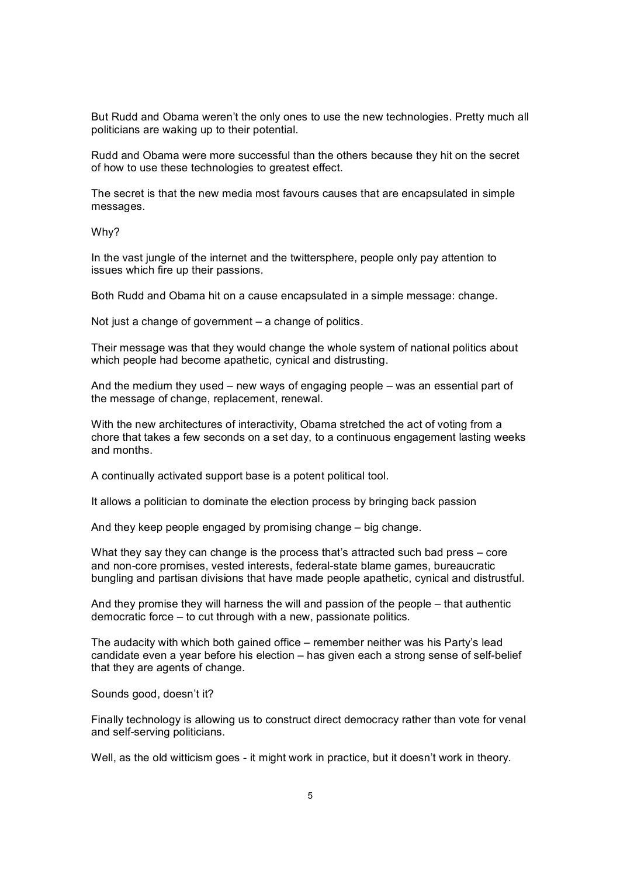But Rudd and Obama weren't the only ones to use the new technologies. Pretty much all politicians are waking up to their potential.

Rudd and Obama were more successful than the others because they hit on the secret of how to use these technologies to greatest effect.

The secret is that the new media most favours causes that are encapsulated in simple messages.

Why?

In the vast jungle of the internet and the twittersphere, people only pay attention to issues which fire up their passions.

Both Rudd and Obama hit on a cause encapsulated in a simple message: change.

Not just a change of government – a change of politics.

Their message was that they would change the whole system of national politics about which people had become apathetic, cynical and distrusting.

And the medium they used – new ways of engaging people – was an essential part of the message of change, replacement, renewal.

With the new architectures of interactivity, Obama stretched the act of voting from a chore that takes a few seconds on a set day, to a continuous engagement lasting weeks and months.

A continually activated support base is a potent political tool.

It allows a politician to dominate the election process by bringing back passion

And they keep people engaged by promising change – big change.

What they say they can change is the process that's attracted such bad press – core and non-core promises, vested interests, federal-state blame games, bureaucratic bungling and partisan divisions that have made people apathetic, cynical and distrustful.

And they promise they will harness the will and passion of the people – that authentic democratic force – to cut through with a new, passionate politics.

The audacity with which both gained office – remember neither was his Party's lead candidate even a year before his election – has given each a strong sense of self-belief that they are agents of change.

Sounds good, doesn't it?

Finally technology is allowing us to construct direct democracy rather than vote for venal and self-serving politicians.

Well, as the old witticism goes - it might work in practice, but it doesn't work in theory.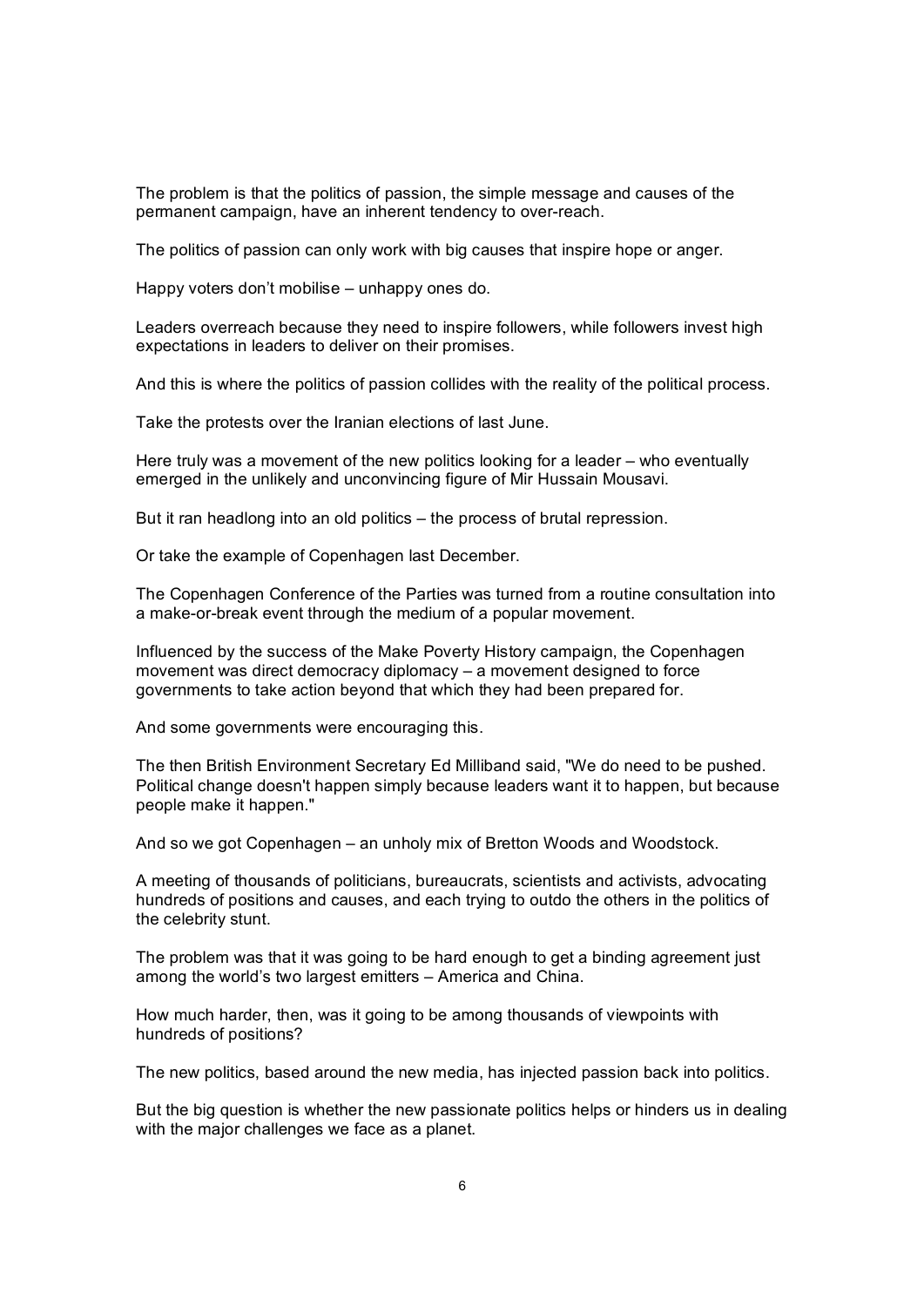The problem is that the politics of passion, the simple message and causes of the permanent campaign, have an inherent tendency to over-reach.

The politics of passion can only work with big causes that inspire hope or anger.

Happy voters don't mobilise – unhappy ones do.

Leaders overreach because they need to inspire followers, while followers invest high expectations in leaders to deliver on their promises.

And this is where the politics of passion collides with the reality of the political process.

Take the protests over the Iranian elections of last June.

Here truly was a movement of the new politics looking for a leader – who eventually emerged in the unlikely and unconvincing figure of Mir Hussain Mousavi.

But it ran headlong into an old politics – the process of brutal repression.

Or take the example of Copenhagen last December.

The Copenhagen Conference of the Parties was turned from a routine consultation into a make-or-break event through the medium of a popular movement.

Influenced by the success of the Make Poverty History campaign, the Copenhagen movement was direct democracy diplomacy – a movement designed to force governments to take action beyond that which they had been prepared for.

And some governments were encouraging this.

The then British Environment Secretary Ed Milliband said, "We do need to be pushed. Political change doesn't happen simply because leaders want it to happen, but because people make it happen."

And so we got Copenhagen – an unholy mix of Bretton Woods and Woodstock.

A meeting of thousands of politicians, bureaucrats, scientists and activists, advocating hundreds of positions and causes, and each trying to outdo the others in the politics of the celebrity stunt.

The problem was that it was going to be hard enough to get a binding agreement just among the world's two largest emitters – America and China.

How much harder, then, was it going to be among thousands of viewpoints with hundreds of positions?

The new politics, based around the new media, has injected passion back into politics.

But the big question is whether the new passionate politics helps or hinders us in dealing with the major challenges we face as a planet.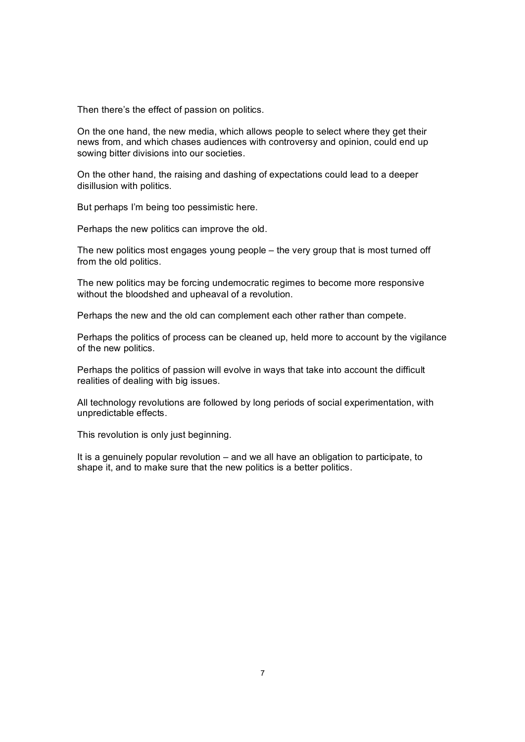Then there's the effect of passion on politics.

On the one hand, the new media, which allows people to select where they get their news from, and which chases audiences with controversy and opinion, could end up sowing bitter divisions into our societies.

On the other hand, the raising and dashing of expectations could lead to a deeper disillusion with politics.

But perhaps I'm being too pessimistic here.

Perhaps the new politics can improve the old.

The new politics most engages young people – the very group that is most turned off from the old politics.

The new politics may be forcing undemocratic regimes to become more responsive without the bloodshed and upheaval of a revolution.

Perhaps the new and the old can complement each other rather than compete.

Perhaps the politics of process can be cleaned up, held more to account by the vigilance of the new politics.

Perhaps the politics of passion will evolve in ways that take into account the difficult realities of dealing with big issues.

All technology revolutions are followed by long periods of social experimentation, with unpredictable effects.

This revolution is only just beginning.

It is a genuinely popular revolution – and we all have an obligation to participate, to shape it, and to make sure that the new politics is a better politics.